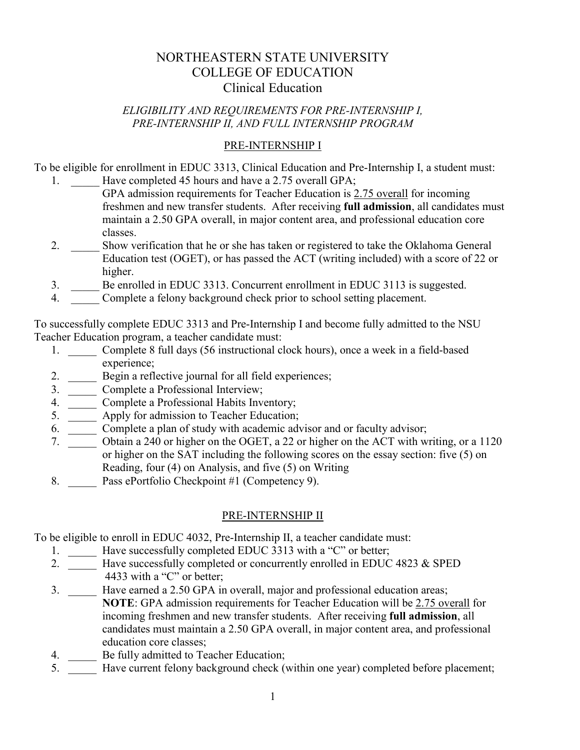# NORTHEASTERN STATE UNIVERSITY
# COLLEGE OF EDUCATION
## Clinical Education

### *ELIGIBILITY AND REQUIREMENTS FOR PRE-INTERNSHIP I, PRE-INTERNSHIP II, AND FULL INTERNSHIP PROGRAM*

### PRE-INTERNSHIP I

To be eligible for enrollment in EDUC 3313, Clinical Education and Pre-Internship I, a student must:

1. _____ Have completed 45 hours and have a 2.75 overall GPA;
   GPA admission requirements for Teacher Education is 2.75 overall for incoming freshmen and new transfer students. After receiving **full admission**, all candidates must maintain a 2.50 GPA overall, in major content area, and professional education core classes.
2. _____ Show verification that he or she has taken or registered to take the Oklahoma General Education test (OGET), or has passed the ACT (writing included) with a score of 22 or higher.
3. _____ Be enrolled in EDUC 3313. Concurrent enrollment in EDUC 3113 is suggested.
4. _____ Complete a felony background check prior to school setting placement.

To successfully complete EDUC 3313 and Pre-Internship I and become fully admitted to the NSU Teacher Education program, a teacher candidate must:

1. _____ Complete 8 full days (56 instructional clock hours), once a week in a field-based experience;
2. _____ Begin a reflective journal for all field experiences;
3. _____ Complete a Professional Interview;
4. _____ Complete a Professional Habits Inventory;
5. _____ Apply for admission to Teacher Education;
6. _____ Complete a plan of study with academic advisor and or faculty advisor;
7. _____ Obtain a 240 or higher on the OGET, a 22 or higher on the ACT with writing, or a 1120 or higher on the SAT including the following scores on the essay section: five (5) on Reading, four (4) on Analysis, and five (5) on Writing
8. _____ Pass ePortfolio Checkpoint #1 (Competency 9).

### PRE-INTERNSHIP II

To be eligible to enroll in EDUC 4032, Pre-Internship II, a teacher candidate must:

1. _____ Have successfully completed EDUC 3313 with a "C" or better;
2. _____ Have successfully completed or concurrently enrolled in EDUC 4823 & SPED 4433 with a "C" or better;
3. _____ Have earned a 2.50 GPA in overall, major and professional education areas;
   **NOTE**: GPA admission requirements for Teacher Education will be 2.75 overall for incoming freshmen and new transfer students. After receiving **full admission**, all candidates must maintain a 2.50 GPA overall, in major content area, and professional education core classes;
4. _____ Be fully admitted to Teacher Education;
5. _____ Have current felony background check (within one year) completed before placement;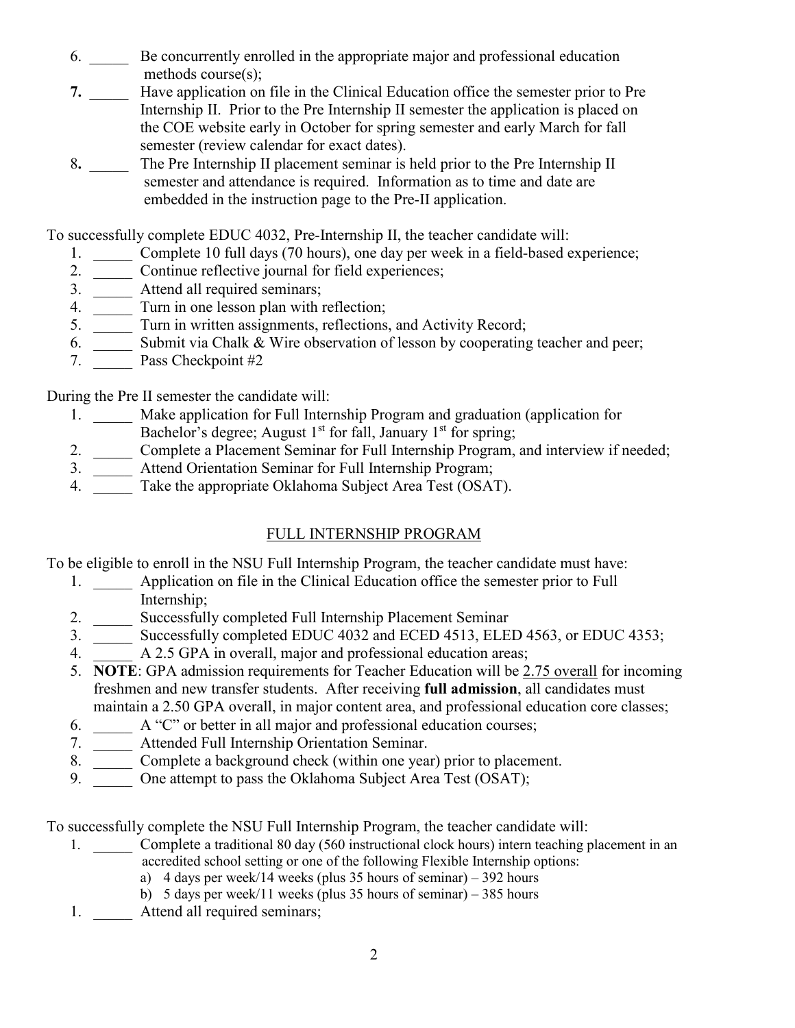6. _____ Be concurrently enrolled in the appropriate major and professional education methods course(s);
7. _____ Have application on file in the Clinical Education office the semester prior to Pre Internship II. Prior to the Pre Internship II semester the application is placed on the COE website early in October for spring semester and early March for fall semester (review calendar for exact dates).
8. _____ The Pre Internship II placement seminar is held prior to the Pre Internship II semester and attendance is required. Information as to time and date are embedded in the instruction page to the Pre-II application.

To successfully complete EDUC 4032, Pre-Internship II, the teacher candidate will:

1. _____ Complete 10 full days (70 hours), one day per week in a field-based experience;
2. _____ Continue reflective journal for field experiences;
3. _____ Attend all required seminars;
4. _____ Turn in one lesson plan with reflection;
5. _____ Turn in written assignments, reflections, and Activity Record;
6. _____ Submit via Chalk & Wire observation of lesson by cooperating teacher and peer;
7. _____ Pass Checkpoint #2

During the Pre II semester the candidate will:

1. _____ Make application for Full Internship Program and graduation (application for Bachelor's degree; August 1st for fall, January 1st for spring;
2. _____ Complete a Placement Seminar for Full Internship Program, and interview if needed;
3. _____ Attend Orientation Seminar for Full Internship Program;
4. _____ Take the appropriate Oklahoma Subject Area Test (OSAT).

## FULL INTERNSHIP PROGRAM

To be eligible to enroll in the NSU Full Internship Program, the teacher candidate must have:

1. _____ Application on file in the Clinical Education office the semester prior to Full Internship;
2. _____ Successfully completed Full Internship Placement Seminar
3. _____ Successfully completed EDUC 4032 and ECED 4513, ELED 4563, or EDUC 4353;
4. _____ A 2.5 GPA in overall, major and professional education areas;
5. **NOTE**: GPA admission requirements for Teacher Education will be 2.75 overall for incoming freshmen and new transfer students. After receiving **full admission**, all candidates must maintain a 2.50 GPA overall, in major content area, and professional education core classes;
6. _____ A "C" or better in all major and professional education courses;
7. _____ Attended Full Internship Orientation Seminar.
8. _____ Complete a background check (within one year) prior to placement.
9. _____ One attempt to pass the Oklahoma Subject Area Test (OSAT);

To successfully complete the NSU Full Internship Program, the teacher candidate will:

1. _____ Complete a traditional 80 day (560 instructional clock hours) intern teaching placement in an accredited school setting or one of the following Flexible Internship options:
   a) 4 days per week/14 weeks (plus 35 hours of seminar) – 392 hours
   b) 5 days per week/11 weeks (plus 35 hours of seminar) – 385 hours
1. _____ Attend all required seminars;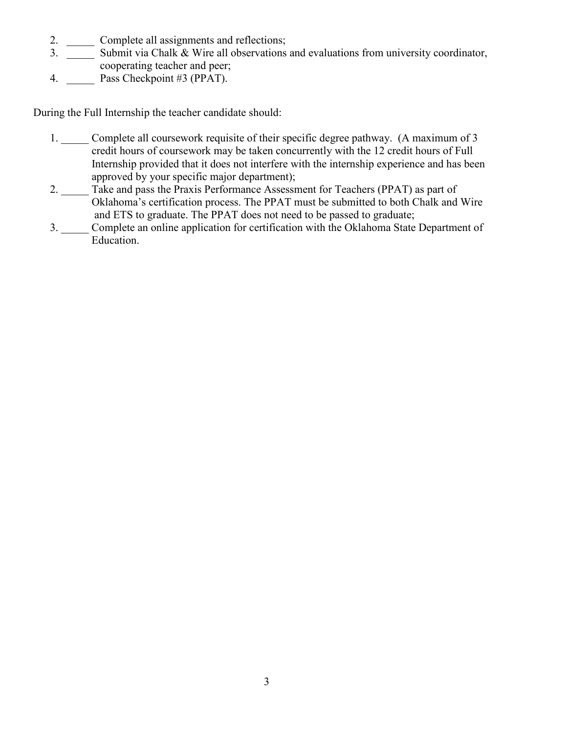2. _____ Complete all assignments and reflections;
3. _____ Submit via Chalk & Wire all observations and evaluations from university coordinator, cooperating teacher and peer;
4. _____ Pass Checkpoint #3 (PPAT).

During the Full Internship the teacher candidate should:

1. _____ Complete all coursework requisite of their specific degree pathway. (A maximum of 3 credit hours of coursework may be taken concurrently with the 12 credit hours of Full Internship provided that it does not interfere with the internship experience and has been approved by your specific major department);
2. _____ Take and pass the Praxis Performance Assessment for Teachers (PPAT) as part of Oklahoma's certification process. The PPAT must be submitted to both Chalk and Wire and ETS to graduate. The PPAT does not need to be passed to graduate;
3. _____ Complete an online application for certification with the Oklahoma State Department of Education.